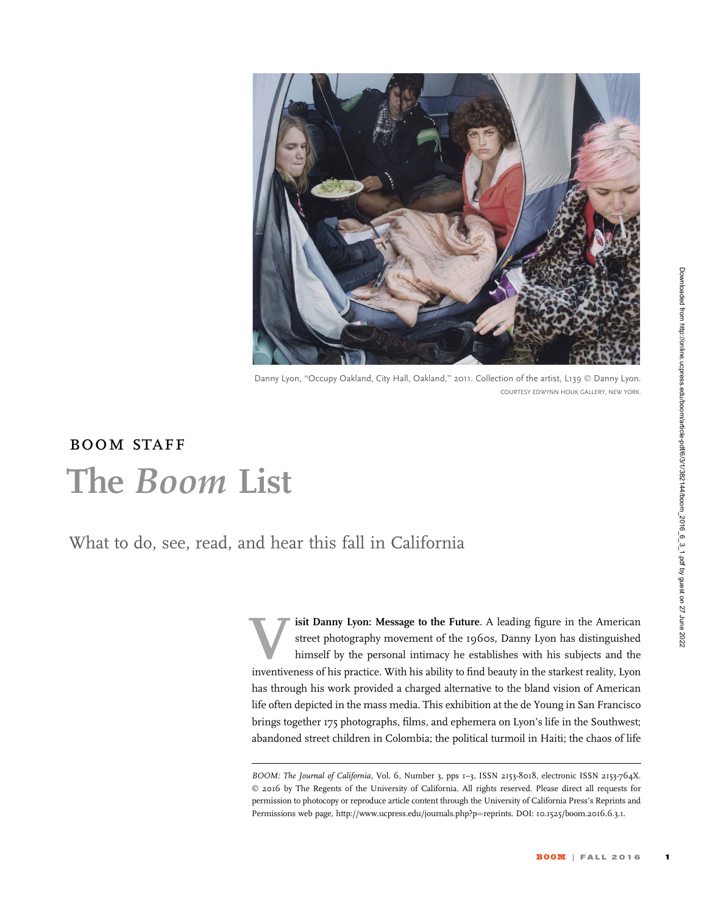Danny Lyon, "Occupy Oakland, City Hall, Oakland," 2011. Collection of the artist, L139 © Danny Lyon.
COURTESY EDWYNN HOUK GALLERY, NEW YORK.

BOOM STAFF

# The *Boom* List

## What to do, see, read, and hear this fall in California

**Visit Danny Lyon: Message to the Future**. A leading figure in the American street photography movement of the 1960s, Danny Lyon has distinguished himself by the personal intimacy he establishes with his subjects and the inventiveness of his practice. With his ability to find beauty in the starkest reality, Lyon has through his work provided a charged alternative to the bland vision of American life often depicted in the mass media. This exhibition at the de Young in San Francisco brings together 175 photographs, films, and ephemera on Lyon's life in the Southwest; abandoned street children in Colombia; the political turmoil in Haiti; the chaos of life

*BOOM: The Journal of California*, Vol. 6, Number 3, pps 1–3, ISSN 2153-8018, electronic ISSN 2153-764X. © 2016 by The Regents of the University of California. All rights reserved. Please direct all requests for permission to photocopy or reproduce article content through the University of California Press's Reprints and Permissions web page, http://www.ucpress.edu/journals.php?p=reprints. DOI: 10.1525/boom.2016.6.3.1.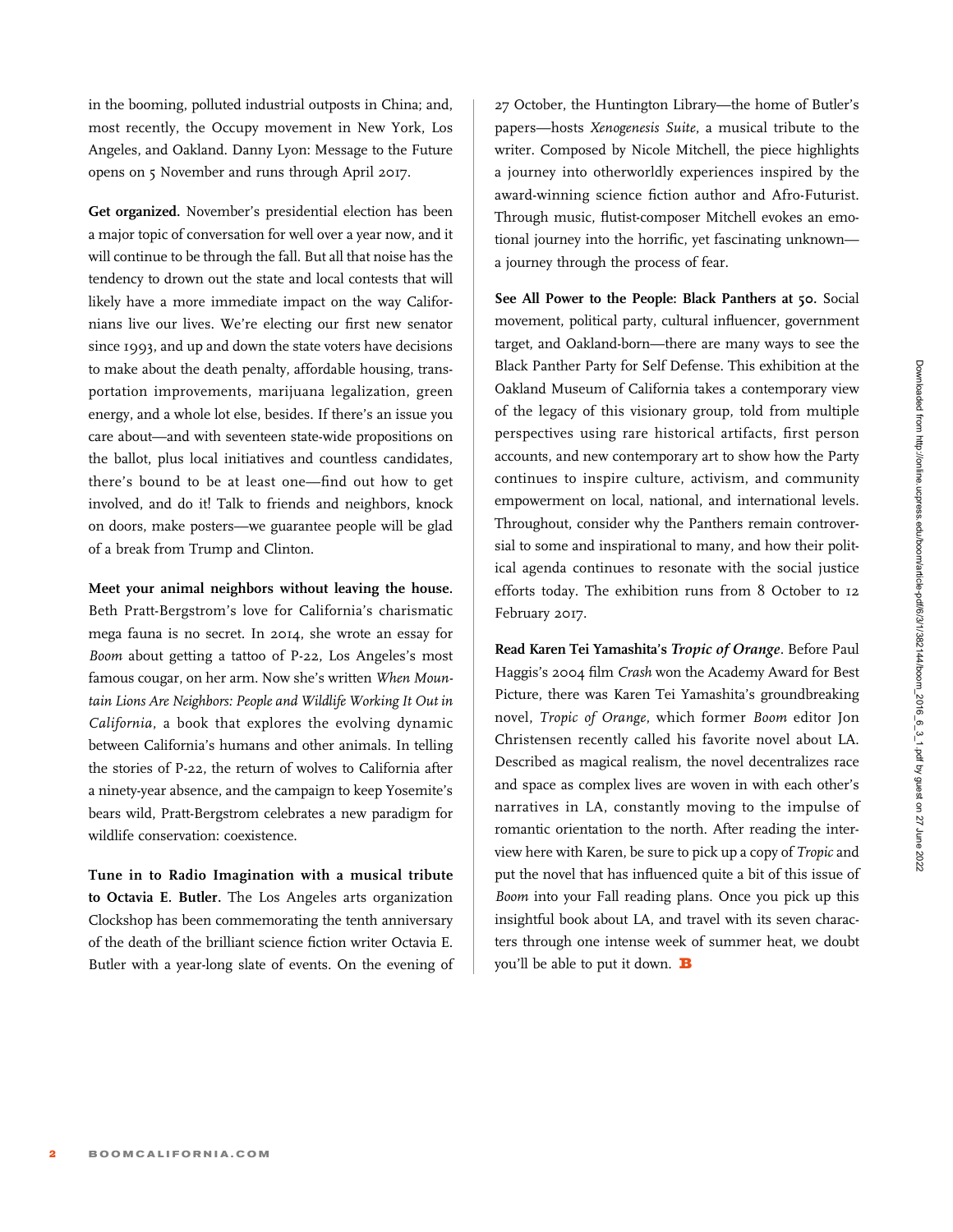in the booming, polluted industrial outposts in China; and, most recently, the Occupy movement in New York, Los Angeles, and Oakland. Danny Lyon: Message to the Future opens on 5 November and runs through April 2017.

**Get organized.** November's presidential election has been a major topic of conversation for well over a year now, and it will continue to be through the fall. But all that noise has the tendency to drown out the state and local contests that will likely have a more immediate impact on the way Californians live our lives. We're electing our first new senator since 1993, and up and down the state voters have decisions to make about the death penalty, affordable housing, transportation improvements, marijuana legalization, green energy, and a whole lot else, besides. If there's an issue you care about—and with seventeen state-wide propositions on the ballot, plus local initiatives and countless candidates, there's bound to be at least one—find out how to get involved, and do it! Talk to friends and neighbors, knock on doors, make posters—we guarantee people will be glad of a break from Trump and Clinton.

**Meet your animal neighbors without leaving the house.** Beth Pratt-Bergstrom's love for California's charismatic mega fauna is no secret. In 2014, she wrote an essay for *Boom* about getting a tattoo of P-22, Los Angeles's most famous cougar, on her arm. Now she's written *When Mountain Lions Are Neighbors: People and Wildlife Working It Out in California*, a book that explores the evolving dynamic between California's humans and other animals. In telling the stories of P-22, the return of wolves to California after a ninety-year absence, and the campaign to keep Yosemite's bears wild, Pratt-Bergstrom celebrates a new paradigm for wildlife conservation: coexistence.

**Tune in to Radio Imagination with a musical tribute to Octavia E. Butler.** The Los Angeles arts organization Clockshop has been commemorating the tenth anniversary of the death of the brilliant science fiction writer Octavia E. Butler with a year-long slate of events. On the evening of 27 October, the Huntington Library—the home of Butler's papers—hosts *Xenogenesis Suite*, a musical tribute to the writer. Composed by Nicole Mitchell, the piece highlights a journey into otherworldly experiences inspired by the award-winning science fiction author and Afro-Futurist. Through music, flutist-composer Mitchell evokes an emotional journey into the horrific, yet fascinating unknown—a journey through the process of fear.

**See All Power to the People: Black Panthers at 50.** Social movement, political party, cultural influencer, government target, and Oakland-born—there are many ways to see the Black Panther Party for Self Defense. This exhibition at the Oakland Museum of California takes a contemporary view of the legacy of this visionary group, told from multiple perspectives using rare historical artifacts, first person accounts, and new contemporary art to show how the Party continues to inspire culture, activism, and community empowerment on local, national, and international levels. Throughout, consider why the Panthers remain controversial to some and inspirational to many, and how their political agenda continues to resonate with the social justice efforts today. The exhibition runs from 8 October to 12 February 2017.

**Read Karen Tei Yamashita's *Tropic of Orange*.** Before Paul Haggis's 2004 film *Crash* won the Academy Award for Best Picture, there was Karen Tei Yamashita's groundbreaking novel, *Tropic of Orange*, which former *Boom* editor Jon Christensen recently called his favorite novel about LA. Described as magical realism, the novel decentralizes race and space as complex lives are woven in with each other's narratives in LA, constantly moving to the impulse of romantic orientation to the north. After reading the interview here with Karen, be sure to pick up a copy of *Tropic* and put the novel that has influenced quite a bit of this issue of *Boom* into your Fall reading plans. Once you pick up this insightful book about LA, and travel with its seven characters through one intense week of summer heat, we doubt you'll be able to put it down. **B**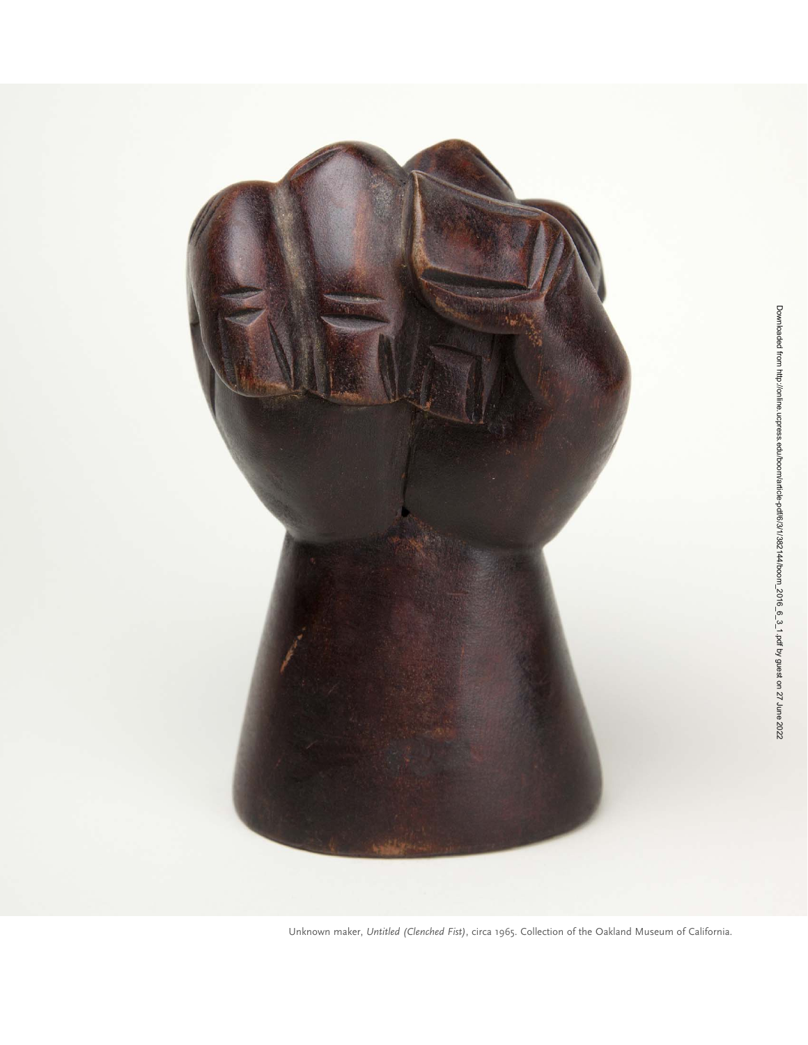Unknown maker, *Untitled (Clenched Fist)*, circa 1965. Collection of the Oakland Museum of California.